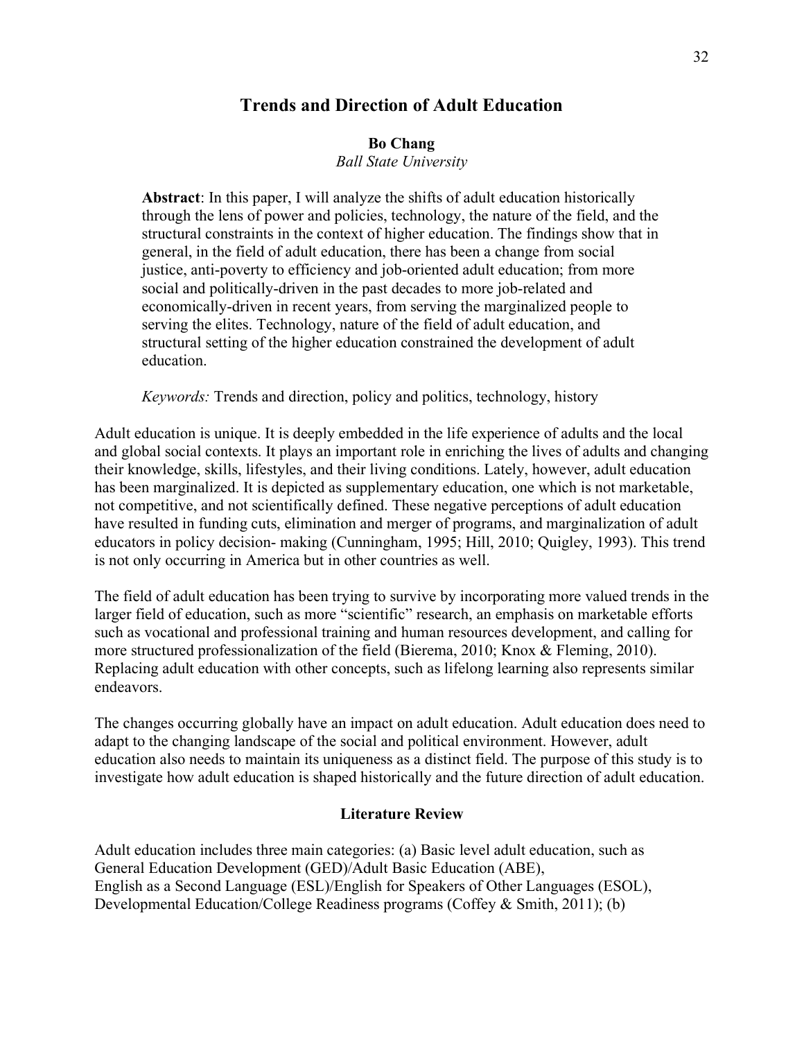# Trends and Direction of Adult Education

**Bo Chang**

*Ball State University*

**Abstract**: In this paper, I will analyze the shifts of adult education historically through the lens of power and policies, technology, the nature of the field, and the structural constraints in the context of higher education. The findings show that in general, in the field of adult education, there has been a change from social justice, anti-poverty to efficiency and job-oriented adult education; from more social and politically-driven in the past decades to more job-related and economically-driven in recent years, from serving the marginalized people to serving the elites. Technology, nature of the field of adult education, and structural setting of the higher education constrained the development of adult education.

*Keywords:* Trends and direction, policy and politics, technology, history

Adult education is unique. It is deeply embedded in the life experience of adults and the local and global social contexts. It plays an important role in enriching the lives of adults and changing their knowledge, skills, lifestyles, and their living conditions. Lately, however, adult education has been marginalized. It is depicted as supplementary education, one which is not marketable, not competitive, and not scientifically defined. These negative perceptions of adult education have resulted in funding cuts, elimination and merger of programs, and marginalization of adult educators in policy decision- making (Cunningham, 1995; Hill, 2010; Quigley, 1993). This trend is not only occurring in America but in other countries as well.

The field of adult education has been trying to survive by incorporating more valued trends in the larger field of education, such as more "scientific" research, an emphasis on marketable efforts such as vocational and professional training and human resources development, and calling for more structured professionalization of the field (Bierema, 2010; Knox & Fleming, 2010). Replacing adult education with other concepts, such as lifelong learning also represents similar endeavors.

The changes occurring globally have an impact on adult education. Adult education does need to adapt to the changing landscape of the social and political environment. However, adult education also needs to maintain its uniqueness as a distinct field. The purpose of this study is to investigate how adult education is shaped historically and the future direction of adult education.

## Literature Review

Adult education includes three main categories: (a) Basic level adult education, such as General Education Development (GED)/Adult Basic Education (ABE), English as a Second Language (ESL)/English for Speakers of Other Languages (ESOL), Developmental Education/College Readiness programs (Coffey & Smith, 2011); (b)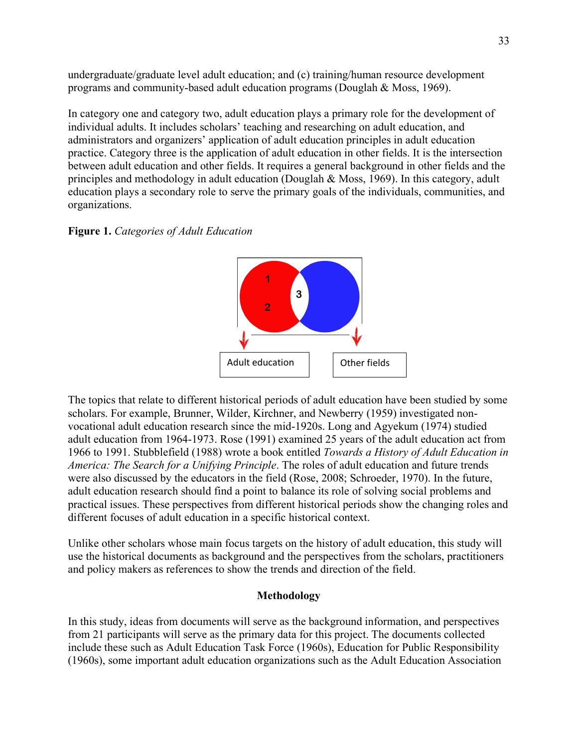undergraduate/graduate level adult education; and (c) training/human resource development programs and community-based adult education programs (Douglah & Moss, 1969).

In category one and category two, adult education plays a primary role for the development of individual adults. It includes scholars' teaching and researching on adult education, and administrators and organizers' application of adult education principles in adult education practice. Category three is the application of adult education in other fields. It is the intersection between adult education and other fields. It requires a general background in other fields and the principles and methodology in adult education (Douglah & Moss, 1969). In this category, adult education plays a secondary role to serve the primary goals of the individuals, communities, and organizations.

**Figure 1.** *Categories of Adult Education*

1

2

3

Adult education

Other fields

The topics that relate to different historical periods of adult education have been studied by some scholars. For example, Brunner, Wilder, Kirchner, and Newberry (1959) investigated non-vocational adult education research since the mid-1920s. Long and Agyekum (1974) studied adult education from 1964-1973. Rose (1991) examined 25 years of the adult education act from 1966 to 1991. Stubblefield (1988) wrote a book entitled *Towards a History of Adult Education in America: The Search for a Unifying Principle*. The roles of adult education and future trends were also discussed by the educators in the field (Rose, 2008; Schroeder, 1970). In the future, adult education research should find a point to balance its role of solving social problems and practical issues. These perspectives from different historical periods show the changing roles and different focuses of adult education in a specific historical context.

Unlike other scholars whose main focus targets on the history of adult education, this study will use the historical documents as background and the perspectives from the scholars, practitioners and policy makers as references to show the trends and direction of the field.

## Methodology

In this study, ideas from documents will serve as the background information, and perspectives from 21 participants will serve as the primary data for this project. The documents collected include these such as Adult Education Task Force (1960s), Education for Public Responsibility (1960s), some important adult education organizations such as the Adult Education Association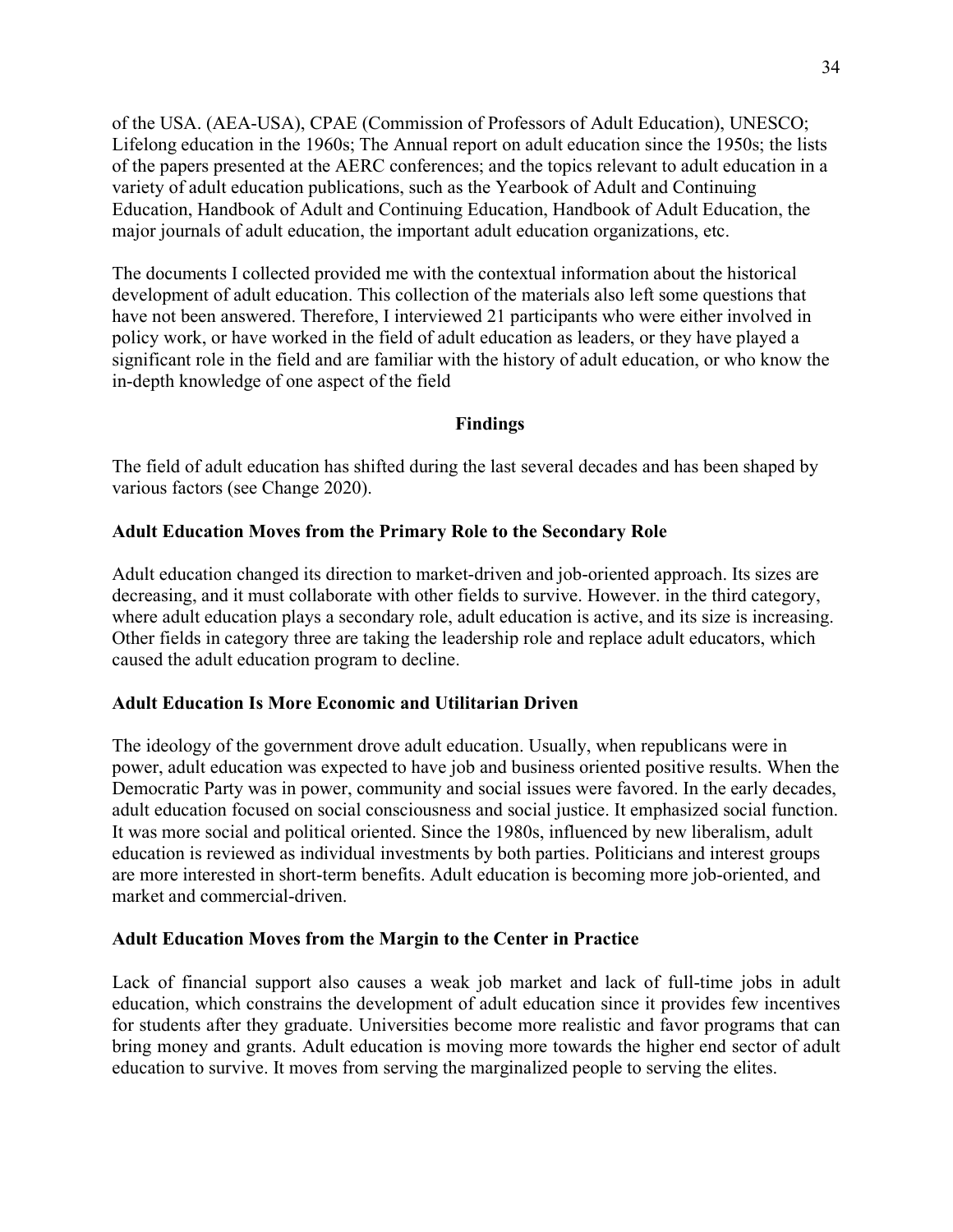of the USA. (AEA-USA), CPAE (Commission of Professors of Adult Education), UNESCO; Lifelong education in the 1960s; The Annual report on adult education since the 1950s; the lists of the papers presented at the AERC conferences; and the topics relevant to adult education in a variety of adult education publications, such as the Yearbook of Adult and Continuing Education, Handbook of Adult and Continuing Education, Handbook of Adult Education, the major journals of adult education, the important adult education organizations, etc.

The documents I collected provided me with the contextual information about the historical development of adult education. This collection of the materials also left some questions that have not been answered. Therefore, I interviewed 21 participants who were either involved in policy work, or have worked in the field of adult education as leaders, or they have played a significant role in the field and are familiar with the history of adult education, or who know the in-depth knowledge of one aspect of the field

## Findings

The field of adult education has shifted during the last several decades and has been shaped by various factors (see Change 2020).

### Adult Education Moves from the Primary Role to the Secondary Role

Adult education changed its direction to market-driven and job-oriented approach. Its sizes are decreasing, and it must collaborate with other fields to survive. However. in the third category, where adult education plays a secondary role, adult education is active, and its size is increasing. Other fields in category three are taking the leadership role and replace adult educators, which caused the adult education program to decline.

### Adult Education Is More Economic and Utilitarian Driven

The ideology of the government drove adult education. Usually, when republicans were in power, adult education was expected to have job and business oriented positive results. When the Democratic Party was in power, community and social issues were favored. In the early decades, adult education focused on social consciousness and social justice. It emphasized social function. It was more social and political oriented. Since the 1980s, influenced by new liberalism, adult education is reviewed as individual investments by both parties. Politicians and interest groups are more interested in short-term benefits. Adult education is becoming more job-oriented, and market and commercial-driven.

### Adult Education Moves from the Margin to the Center in Practice

Lack of financial support also causes a weak job market and lack of full-time jobs in adult education, which constrains the development of adult education since it provides few incentives for students after they graduate. Universities become more realistic and favor programs that can bring money and grants. Adult education is moving more towards the higher end sector of adult education to survive. It moves from serving the marginalized people to serving the elites.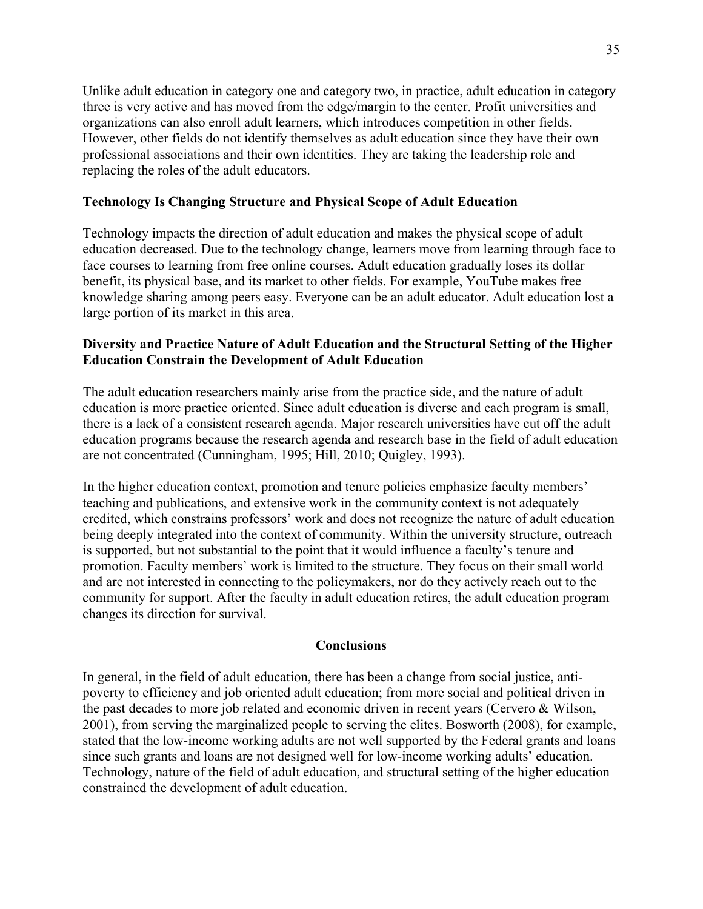Unlike adult education in category one and category two, in practice, adult education in category three is very active and has moved from the edge/margin to the center. Profit universities and organizations can also enroll adult learners, which introduces competition in other fields. However, other fields do not identify themselves as adult education since they have their own professional associations and their own identities. They are taking the leadership role and replacing the roles of the adult educators.

### Technology Is Changing Structure and Physical Scope of Adult Education

Technology impacts the direction of adult education and makes the physical scope of adult education decreased. Due to the technology change, learners move from learning through face to face courses to learning from free online courses. Adult education gradually loses its dollar benefit, its physical base, and its market to other fields. For example, YouTube makes free knowledge sharing among peers easy. Everyone can be an adult educator. Adult education lost a large portion of its market in this area.

### Diversity and Practice Nature of Adult Education and the Structural Setting of the Higher Education Constrain the Development of Adult Education

The adult education researchers mainly arise from the practice side, and the nature of adult education is more practice oriented. Since adult education is diverse and each program is small, there is a lack of a consistent research agenda. Major research universities have cut off the adult education programs because the research agenda and research base in the field of adult education are not concentrated (Cunningham, 1995; Hill, 2010; Quigley, 1993).

In the higher education context, promotion and tenure policies emphasize faculty members' teaching and publications, and extensive work in the community context is not adequately credited, which constrains professors' work and does not recognize the nature of adult education being deeply integrated into the context of community. Within the university structure, outreach is supported, but not substantial to the point that it would influence a faculty's tenure and promotion. Faculty members' work is limited to the structure. They focus on their small world and are not interested in connecting to the policymakers, nor do they actively reach out to the community for support. After the faculty in adult education retires, the adult education program changes its direction for survival.

## Conclusions

In general, in the field of adult education, there has been a change from social justice, anti-poverty to efficiency and job oriented adult education; from more social and political driven in the past decades to more job related and economic driven in recent years (Cervero & Wilson, 2001), from serving the marginalized people to serving the elites. Bosworth (2008), for example, stated that the low-income working adults are not well supported by the Federal grants and loans since such grants and loans are not designed well for low-income working adults' education. Technology, nature of the field of adult education, and structural setting of the higher education constrained the development of adult education.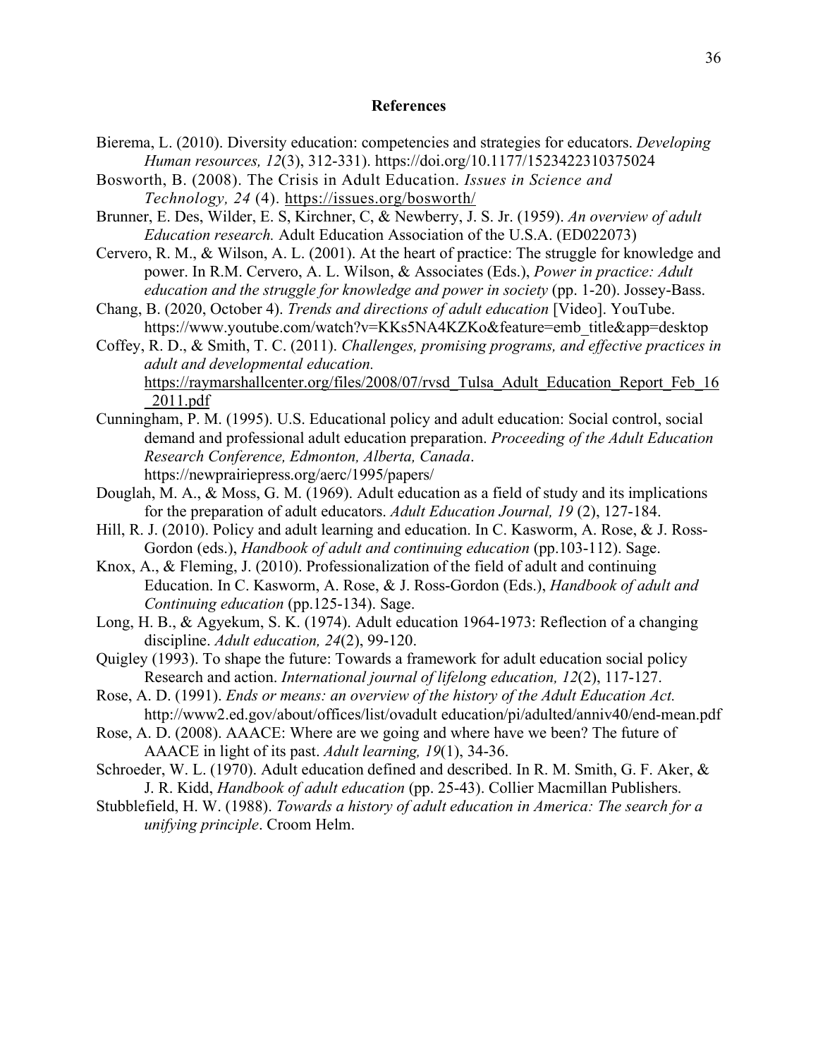## References

Bierema, L. (2010). Diversity education: competencies and strategies for educators. *Developing Human resources, 12*(3), 312-331). https://doi.org/10.1177/1523422310375024

Bosworth, B. (2008). The Crisis in Adult Education. *Issues in Science and Technology, 24* (4). https://issues.org/bosworth/

Brunner, E. Des, Wilder, E. S, Kirchner, C, & Newberry, J. S. Jr. (1959). *An overview of adult Education research.* Adult Education Association of the U.S.A. (ED022073)

Cervero, R. M., & Wilson, A. L. (2001). At the heart of practice: The struggle for knowledge and power. In R.M. Cervero, A. L. Wilson, & Associates (Eds.), *Power in practice: Adult education and the struggle for knowledge and power in society* (pp. 1-20). Jossey-Bass.

Chang, B. (2020, October 4). *Trends and directions of adult education* [Video]. YouTube. https://www.youtube.com/watch?v=KKs5NA4KZKo&feature=emb_title&app=desktop

Coffey, R. D., & Smith, T. C. (2011). *Challenges, promising programs, and effective practices in adult and developmental education.* https://raymarshallcenter.org/files/2008/07/rvsd_Tulsa_Adult_Education_Report_Feb_16_2011.pdf

Cunningham, P. M. (1995). U.S. Educational policy and adult education: Social control, social demand and professional adult education preparation. *Proceeding of the Adult Education Research Conference, Edmonton, Alberta, Canada*. https://newprairiepress.org/aerc/1995/papers/

Douglah, M. A., & Moss, G. M. (1969). Adult education as a field of study and its implications for the preparation of adult educators. *Adult Education Journal, 19* (2), 127-184.

Hill, R. J. (2010). Policy and adult learning and education. In C. Kasworm, A. Rose, & J. Ross-Gordon (eds.), *Handbook of adult and continuing education* (pp.103-112). Sage.

Knox, A., & Fleming, J. (2010). Professionalization of the field of adult and continuing Education. In C. Kasworm, A. Rose, & J. Ross-Gordon (Eds.), *Handbook of adult and Continuing education* (pp.125-134). Sage.

Long, H. B., & Agyekum, S. K. (1974). Adult education 1964-1973: Reflection of a changing discipline. *Adult education, 24*(2), 99-120.

Quigley (1993). To shape the future: Towards a framework for adult education social policy Research and action. *International journal of lifelong education, 12*(2), 117-127.

Rose, A. D. (1991). *Ends or means: an overview of the history of the Adult Education Act.* http://www2.ed.gov/about/offices/list/ovadult education/pi/adulted/anniv40/end-mean.pdf

Rose, A. D. (2008). AAACE: Where are we going and where have we been? The future of AAACE in light of its past. *Adult learning, 19*(1), 34-36.

Schroeder, W. L. (1970). Adult education defined and described. In R. M. Smith, G. F. Aker, & J. R. Kidd, *Handbook of adult education* (pp. 25-43). Collier Macmillan Publishers.

Stubblefield, H. W. (1988). *Towards a history of adult education in America: The search for a unifying principle*. Croom Helm.